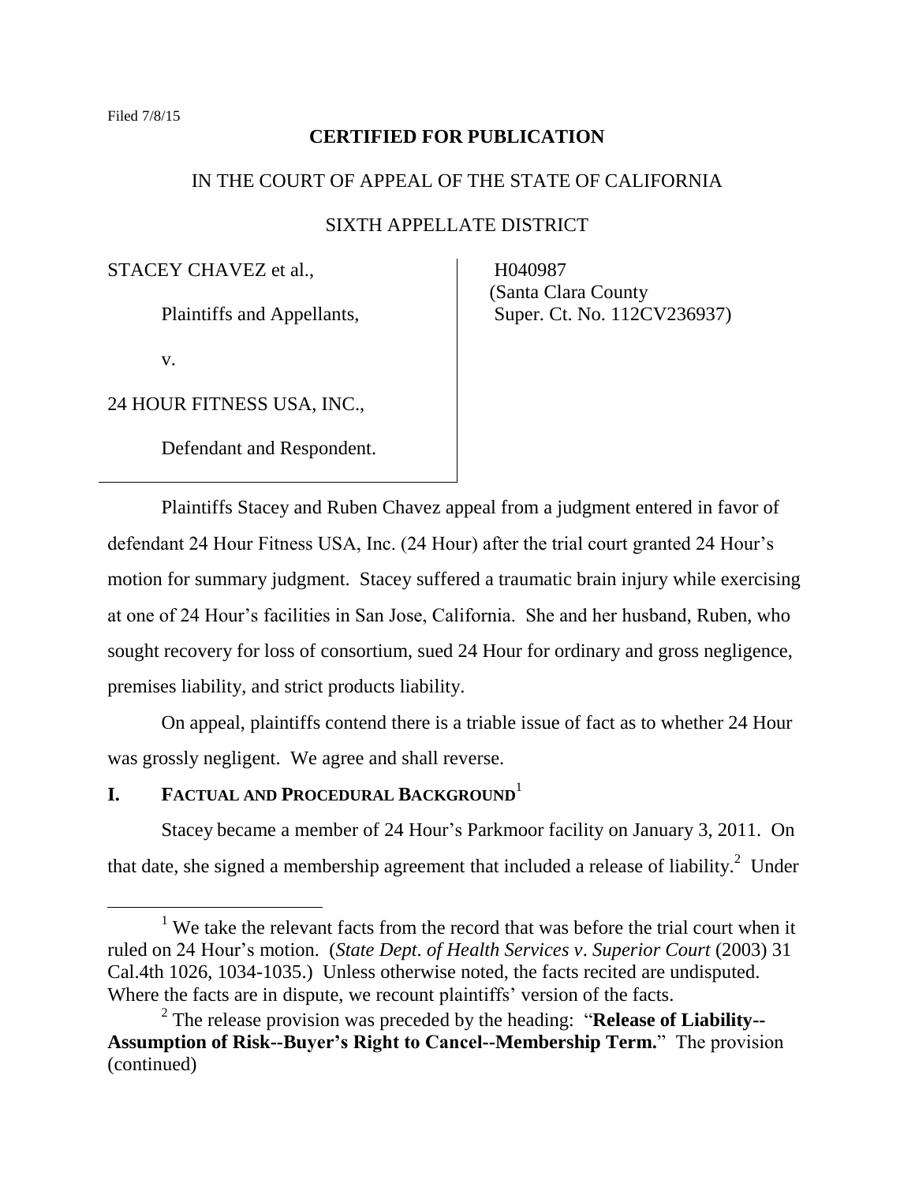Filed 7/8/15

**CERTIFIED FOR PUBLICATION**

IN THE COURT OF APPEAL OF THE STATE OF CALIFORNIA

SIXTH APPELLATE DISTRICT

| | |
|---|---|
| STACEY CHAVEZ et al.,<br><br>Plaintiffs and Appellants,<br><br>v.<br><br>24 HOUR FITNESS USA, INC.,<br><br>Defendant and Respondent. | H040987<br>(Santa Clara County<br>Super. Ct. No. 112CV236937) |

Plaintiffs Stacey and Ruben Chavez appeal from a judgment entered in favor of defendant 24 Hour Fitness USA, Inc. (24 Hour) after the trial court granted 24 Hour's motion for summary judgment. Stacey suffered a traumatic brain injury while exercising at one of 24 Hour's facilities in San Jose, California. She and her husband, Ruben, who sought recovery for loss of consortium, sued 24 Hour for ordinary and gross negligence, premises liability, and strict products liability.

On appeal, plaintiffs contend there is a triable issue of fact as to whether 24 Hour was grossly negligent. We agree and shall reverse.

## I. FACTUAL AND PROCEDURAL BACKGROUND[1]

Stacey became a member of 24 Hour's Parkmoor facility on January 3, 2011. On that date, she signed a membership agreement that included a release of liability.[2] Under

---

[1] We take the relevant facts from the record that was before the trial court when it ruled on 24 Hour's motion. (*State Dept. of Health Services v. Superior Court* (2003) 31 Cal.4th 1026, 1034-1035.) Unless otherwise noted, the facts recited are undisputed. Where the facts are in dispute, we recount plaintiffs' version of the facts.

[2] The release provision was preceded by the heading: "**Release of Liability--Assumption of Risk--Buyer's Right to Cancel--Membership Term.**" The provision (continued)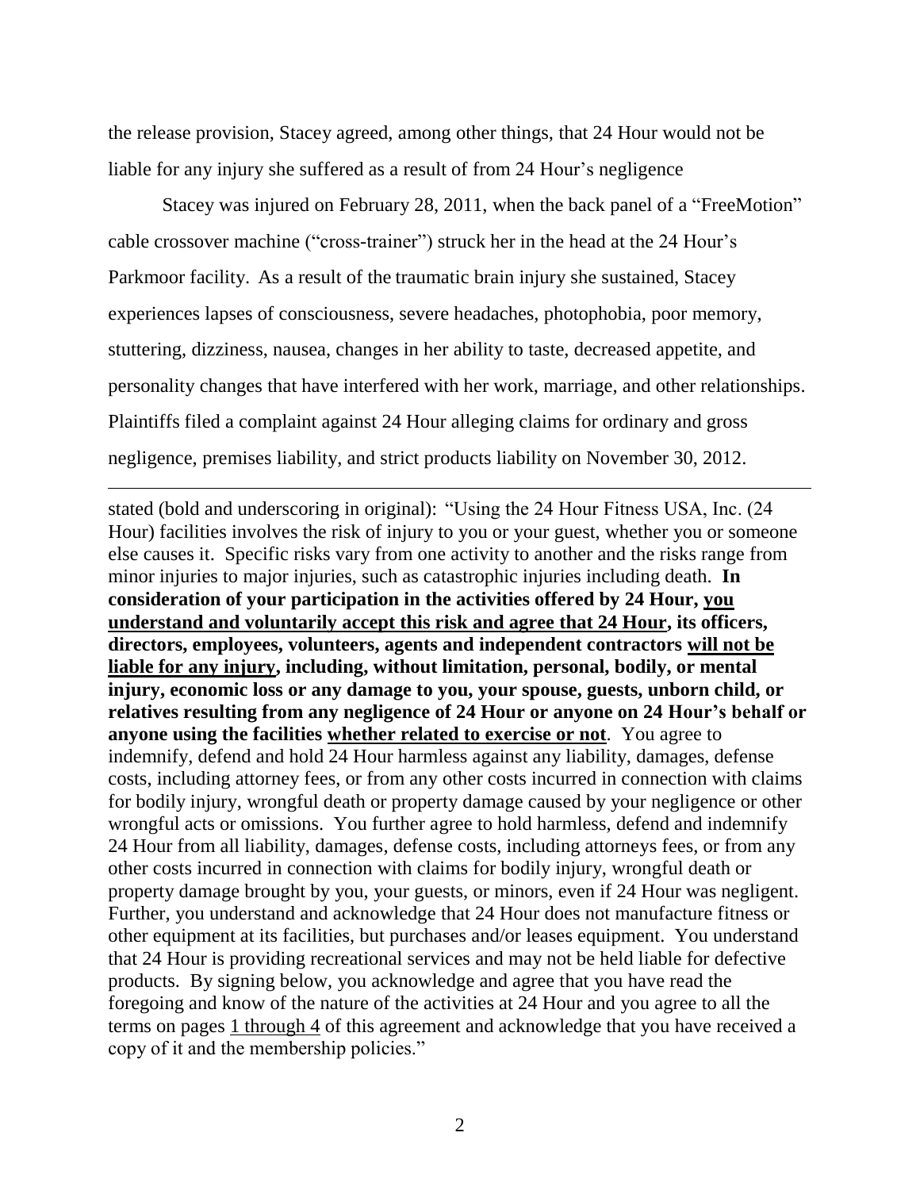the release provision, Stacey agreed, among other things, that 24 Hour would not be liable for any injury she suffered as a result of from 24 Hour's negligence

Stacey was injured on February 28, 2011, when the back panel of a "FreeMotion" cable crossover machine ("cross-trainer") struck her in the head at the 24 Hour's Parkmoor facility. As a result of the traumatic brain injury she sustained, Stacey experiences lapses of consciousness, severe headaches, photophobia, poor memory, stuttering, dizziness, nausea, changes in her ability to taste, decreased appetite, and personality changes that have interfered with her work, marriage, and other relationships. Plaintiffs filed a complaint against 24 Hour alleging claims for ordinary and gross negligence, premises liability, and strict products liability on November 30, 2012.

---

stated (bold and underscoring in original): "Using the 24 Hour Fitness USA, Inc. (24 Hour) facilities involves the risk of injury to you or your guest, whether you or someone else causes it. Specific risks vary from one activity to another and the risks range from minor injuries to major injuries, such as catastrophic injuries including death. **In consideration of your participation in the activities offered by 24 Hour, <u>you understand and voluntarily accept this risk and agree that 24 Hour</u>, its officers, directors, employees, volunteers, agents and independent contractors <u>will not be liable for any injury</u>, including, without limitation, personal, bodily, or mental injury, economic loss or any damage to you, your spouse, guests, unborn child, or relatives resulting from any negligence of 24 Hour or anyone on 24 Hour's behalf or anyone using the facilities <u>whether related to exercise or not</u>**. You agree to indemnify, defend and hold 24 Hour harmless against any liability, damages, defense costs, including attorney fees, or from any other costs incurred in connection with claims for bodily injury, wrongful death or property damage caused by your negligence or other wrongful acts or omissions. You further agree to hold harmless, defend and indemnify 24 Hour from all liability, damages, defense costs, including attorneys fees, or from any other costs incurred in connection with claims for bodily injury, wrongful death or property damage brought by you, your guests, or minors, even if 24 Hour was negligent. Further, you understand and acknowledge that 24 Hour does not manufacture fitness or other equipment at its facilities, but purchases and/or leases equipment. You understand that 24 Hour is providing recreational services and may not be held liable for defective products. By signing below, you acknowledge and agree that you have read the foregoing and know of the nature of the activities at 24 Hour and you agree to all the terms on pages <u>1 through 4</u> of this agreement and acknowledge that you have received a copy of it and the membership policies."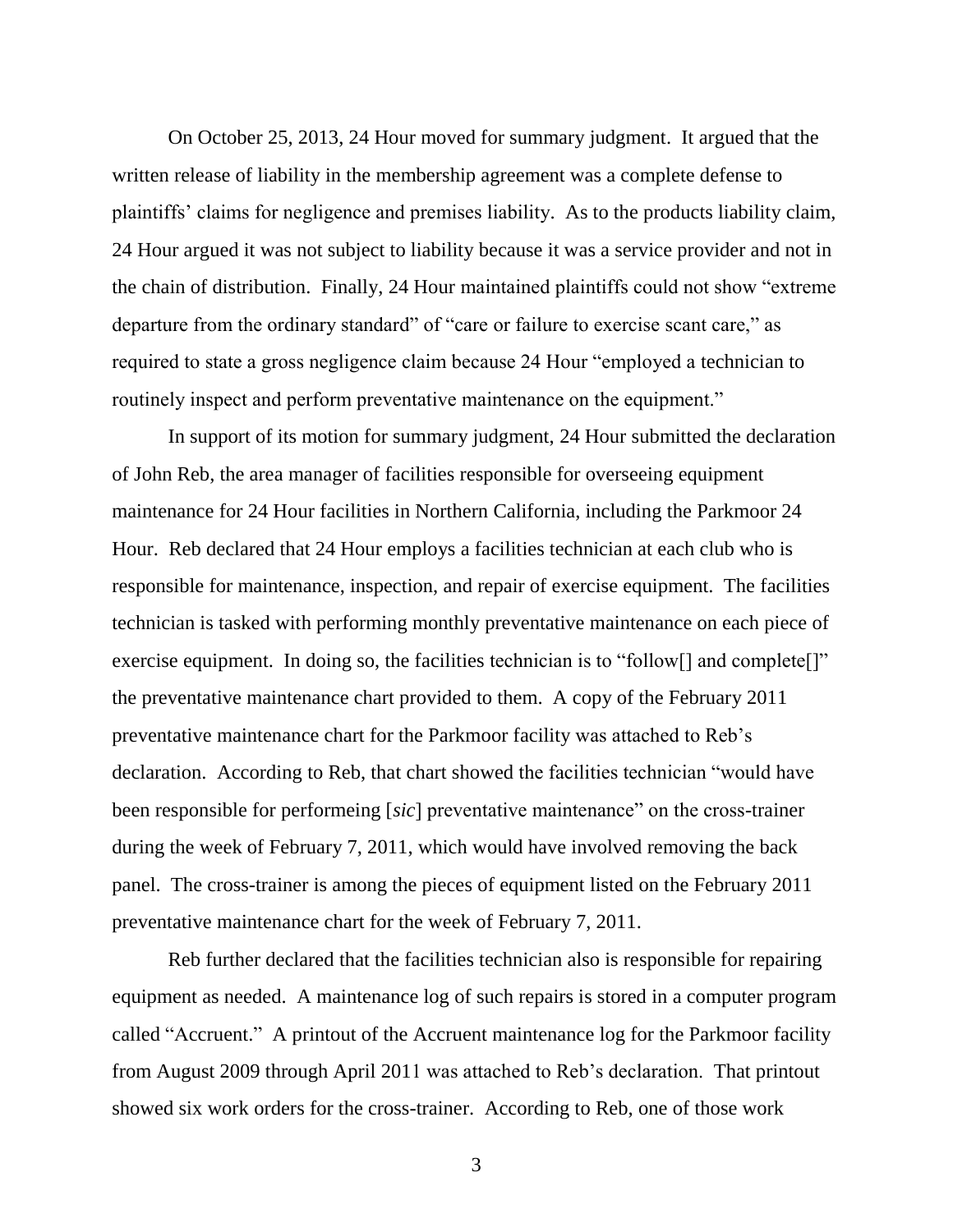On October 25, 2013, 24 Hour moved for summary judgment. It argued that the written release of liability in the membership agreement was a complete defense to plaintiffs' claims for negligence and premises liability. As to the products liability claim, 24 Hour argued it was not subject to liability because it was a service provider and not in the chain of distribution. Finally, 24 Hour maintained plaintiffs could not show "extreme departure from the ordinary standard" of "care or failure to exercise scant care," as required to state a gross negligence claim because 24 Hour "employed a technician to routinely inspect and perform preventative maintenance on the equipment."

In support of its motion for summary judgment, 24 Hour submitted the declaration of John Reb, the area manager of facilities responsible for overseeing equipment maintenance for 24 Hour facilities in Northern California, including the Parkmoor 24 Hour. Reb declared that 24 Hour employs a facilities technician at each club who is responsible for maintenance, inspection, and repair of exercise equipment. The facilities technician is tasked with performing monthly preventative maintenance on each piece of exercise equipment. In doing so, the facilities technician is to "follow[] and complete[]" the preventative maintenance chart provided to them. A copy of the February 2011 preventative maintenance chart for the Parkmoor facility was attached to Reb's declaration. According to Reb, that chart showed the facilities technician "would have been responsible for performeing [*sic*] preventative maintenance" on the cross-trainer during the week of February 7, 2011, which would have involved removing the back panel. The cross-trainer is among the pieces of equipment listed on the February 2011 preventative maintenance chart for the week of February 7, 2011.

Reb further declared that the facilities technician also is responsible for repairing equipment as needed. A maintenance log of such repairs is stored in a computer program called "Accruent." A printout of the Accruent maintenance log for the Parkmoor facility from August 2009 through April 2011 was attached to Reb's declaration. That printout showed six work orders for the cross-trainer. According to Reb, one of those work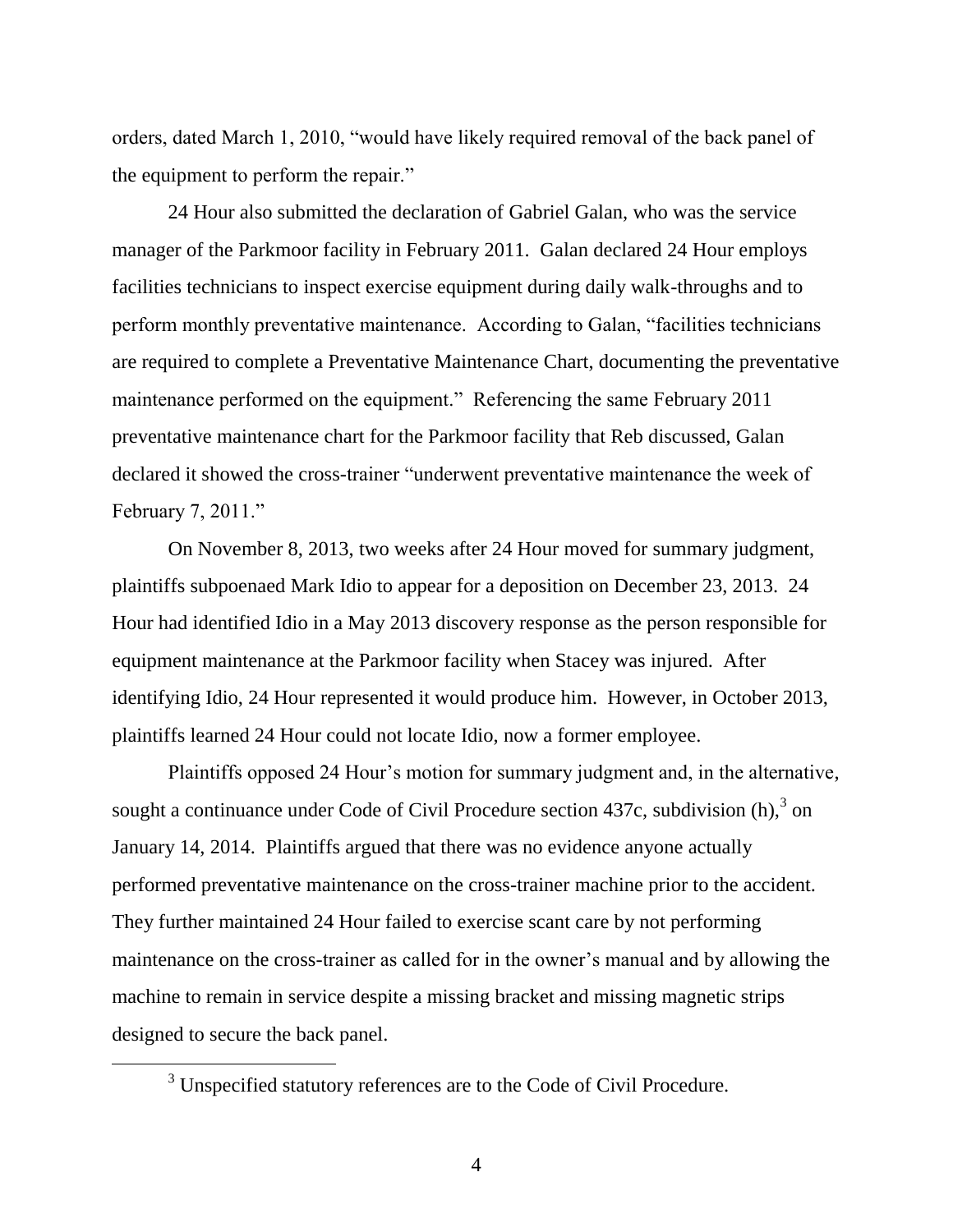orders, dated March 1, 2010, "would have likely required removal of the back panel of the equipment to perform the repair."

24 Hour also submitted the declaration of Gabriel Galan, who was the service manager of the Parkmoor facility in February 2011. Galan declared 24 Hour employs facilities technicians to inspect exercise equipment during daily walk-throughs and to perform monthly preventative maintenance. According to Galan, "facilities technicians are required to complete a Preventative Maintenance Chart, documenting the preventative maintenance performed on the equipment." Referencing the same February 2011 preventative maintenance chart for the Parkmoor facility that Reb discussed, Galan declared it showed the cross-trainer "underwent preventative maintenance the week of February 7, 2011."

On November 8, 2013, two weeks after 24 Hour moved for summary judgment, plaintiffs subpoenaed Mark Idio to appear for a deposition on December 23, 2013. 24 Hour had identified Idio in a May 2013 discovery response as the person responsible for equipment maintenance at the Parkmoor facility when Stacey was injured. After identifying Idio, 24 Hour represented it would produce him. However, in October 2013, plaintiffs learned 24 Hour could not locate Idio, now a former employee.

Plaintiffs opposed 24 Hour's motion for summary judgment and, in the alternative, sought a continuance under Code of Civil Procedure section 437c, subdivision (h),[3] on January 14, 2014. Plaintiffs argued that there was no evidence anyone actually performed preventative maintenance on the cross-trainer machine prior to the accident. They further maintained 24 Hour failed to exercise scant care by not performing maintenance on the cross-trainer as called for in the owner's manual and by allowing the machine to remain in service despite a missing bracket and missing magnetic strips designed to secure the back panel.

---

[3] Unspecified statutory references are to the Code of Civil Procedure.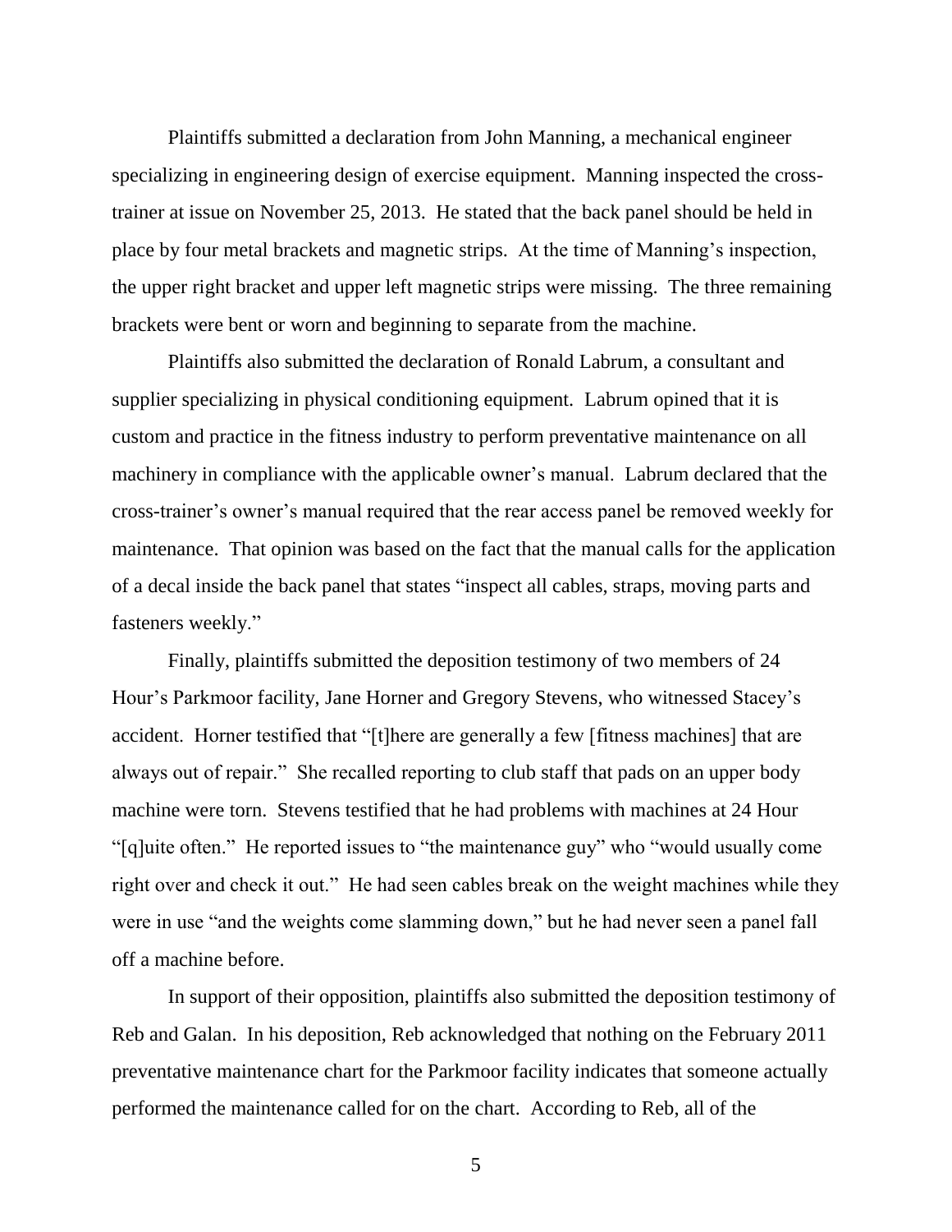Plaintiffs submitted a declaration from John Manning, a mechanical engineer specializing in engineering design of exercise equipment. Manning inspected the cross-trainer at issue on November 25, 2013. He stated that the back panel should be held in place by four metal brackets and magnetic strips. At the time of Manning's inspection, the upper right bracket and upper left magnetic strips were missing. The three remaining brackets were bent or worn and beginning to separate from the machine.

Plaintiffs also submitted the declaration of Ronald Labrum, a consultant and supplier specializing in physical conditioning equipment. Labrum opined that it is custom and practice in the fitness industry to perform preventative maintenance on all machinery in compliance with the applicable owner's manual. Labrum declared that the cross-trainer's owner's manual required that the rear access panel be removed weekly for maintenance. That opinion was based on the fact that the manual calls for the application of a decal inside the back panel that states "inspect all cables, straps, moving parts and fasteners weekly."

Finally, plaintiffs submitted the deposition testimony of two members of 24 Hour's Parkmoor facility, Jane Horner and Gregory Stevens, who witnessed Stacey's accident. Horner testified that "[t]here are generally a few [fitness machines] that are always out of repair." She recalled reporting to club staff that pads on an upper body machine were torn. Stevens testified that he had problems with machines at 24 Hour "[q]uite often." He reported issues to "the maintenance guy" who "would usually come right over and check it out." He had seen cables break on the weight machines while they were in use "and the weights come slamming down," but he had never seen a panel fall off a machine before.

In support of their opposition, plaintiffs also submitted the deposition testimony of Reb and Galan. In his deposition, Reb acknowledged that nothing on the February 2011 preventative maintenance chart for the Parkmoor facility indicates that someone actually performed the maintenance called for on the chart. According to Reb, all of the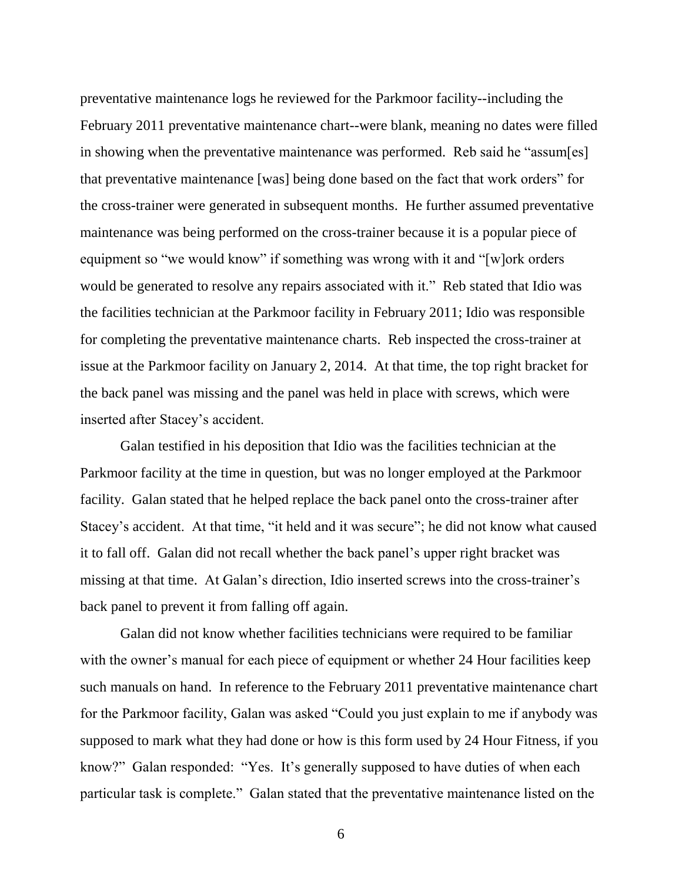preventative maintenance logs he reviewed for the Parkmoor facility--including the February 2011 preventative maintenance chart--were blank, meaning no dates were filled in showing when the preventative maintenance was performed. Reb said he "assum[es] that preventative maintenance [was] being done based on the fact that work orders" for the cross-trainer were generated in subsequent months. He further assumed preventative maintenance was being performed on the cross-trainer because it is a popular piece of equipment so "we would know" if something was wrong with it and "[w]ork orders would be generated to resolve any repairs associated with it." Reb stated that Idio was the facilities technician at the Parkmoor facility in February 2011; Idio was responsible for completing the preventative maintenance charts. Reb inspected the cross-trainer at issue at the Parkmoor facility on January 2, 2014. At that time, the top right bracket for the back panel was missing and the panel was held in place with screws, which were inserted after Stacey's accident.

Galan testified in his deposition that Idio was the facilities technician at the Parkmoor facility at the time in question, but was no longer employed at the Parkmoor facility. Galan stated that he helped replace the back panel onto the cross-trainer after Stacey's accident. At that time, "it held and it was secure"; he did not know what caused it to fall off. Galan did not recall whether the back panel's upper right bracket was missing at that time. At Galan's direction, Idio inserted screws into the cross-trainer's back panel to prevent it from falling off again.

Galan did not know whether facilities technicians were required to be familiar with the owner's manual for each piece of equipment or whether 24 Hour facilities keep such manuals on hand. In reference to the February 2011 preventative maintenance chart for the Parkmoor facility, Galan was asked "Could you just explain to me if anybody was supposed to mark what they had done or how is this form used by 24 Hour Fitness, if you know?" Galan responded: "Yes. It's generally supposed to have duties of when each particular task is complete." Galan stated that the preventative maintenance listed on the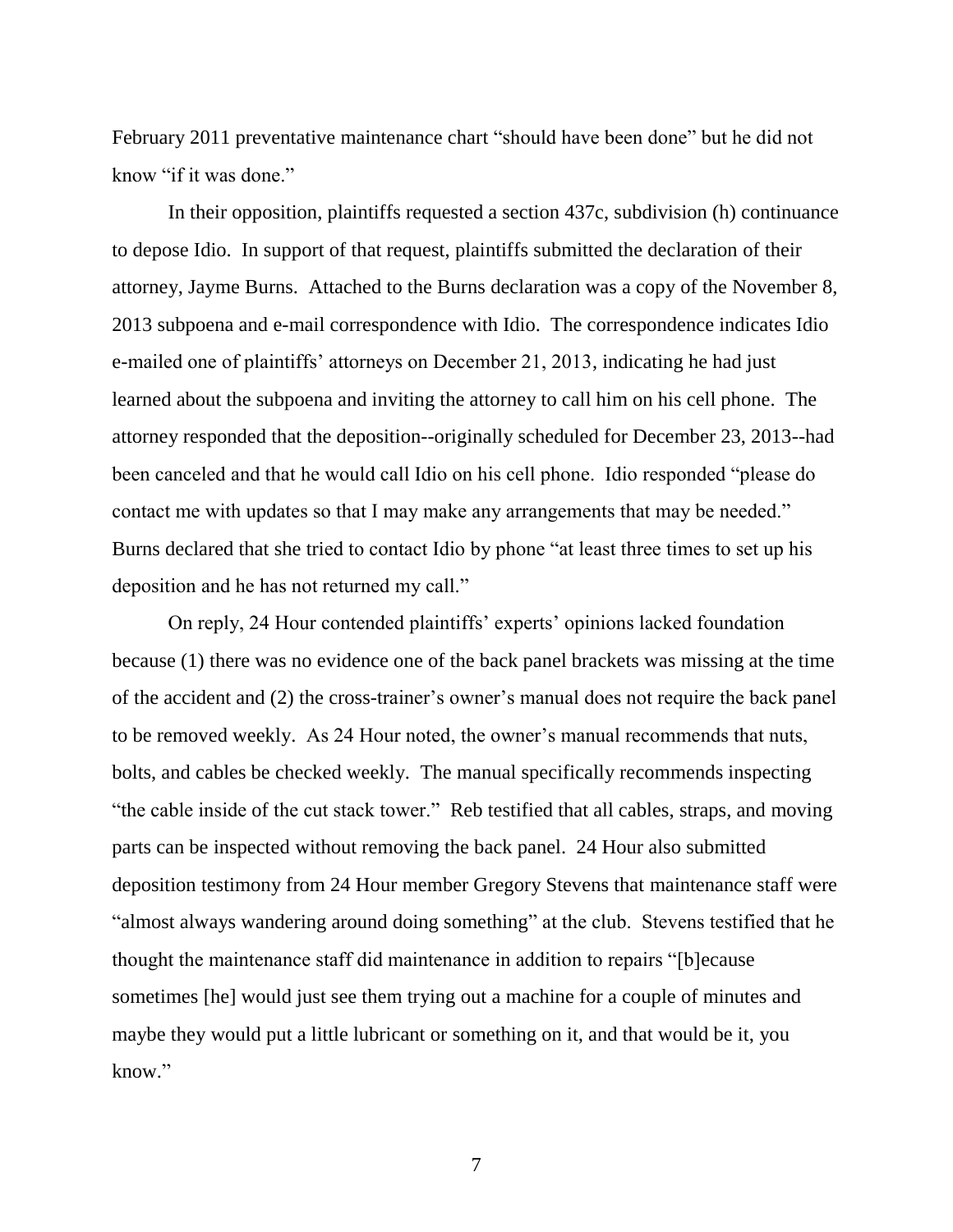February 2011 preventative maintenance chart "should have been done" but he did not know "if it was done."

In their opposition, plaintiffs requested a section 437c, subdivision (h) continuance to depose Idio. In support of that request, plaintiffs submitted the declaration of their attorney, Jayme Burns. Attached to the Burns declaration was a copy of the November 8, 2013 subpoena and e-mail correspondence with Idio. The correspondence indicates Idio e-mailed one of plaintiffs' attorneys on December 21, 2013, indicating he had just learned about the subpoena and inviting the attorney to call him on his cell phone. The attorney responded that the deposition--originally scheduled for December 23, 2013--had been canceled and that he would call Idio on his cell phone. Idio responded "please do contact me with updates so that I may make any arrangements that may be needed." Burns declared that she tried to contact Idio by phone "at least three times to set up his deposition and he has not returned my call."

On reply, 24 Hour contended plaintiffs' experts' opinions lacked foundation because (1) there was no evidence one of the back panel brackets was missing at the time of the accident and (2) the cross-trainer's owner's manual does not require the back panel to be removed weekly. As 24 Hour noted, the owner's manual recommends that nuts, bolts, and cables be checked weekly. The manual specifically recommends inspecting "the cable inside of the cut stack tower." Reb testified that all cables, straps, and moving parts can be inspected without removing the back panel. 24 Hour also submitted deposition testimony from 24 Hour member Gregory Stevens that maintenance staff were "almost always wandering around doing something" at the club. Stevens testified that he thought the maintenance staff did maintenance in addition to repairs "[b]ecause sometimes [he] would just see them trying out a machine for a couple of minutes and maybe they would put a little lubricant or something on it, and that would be it, you know."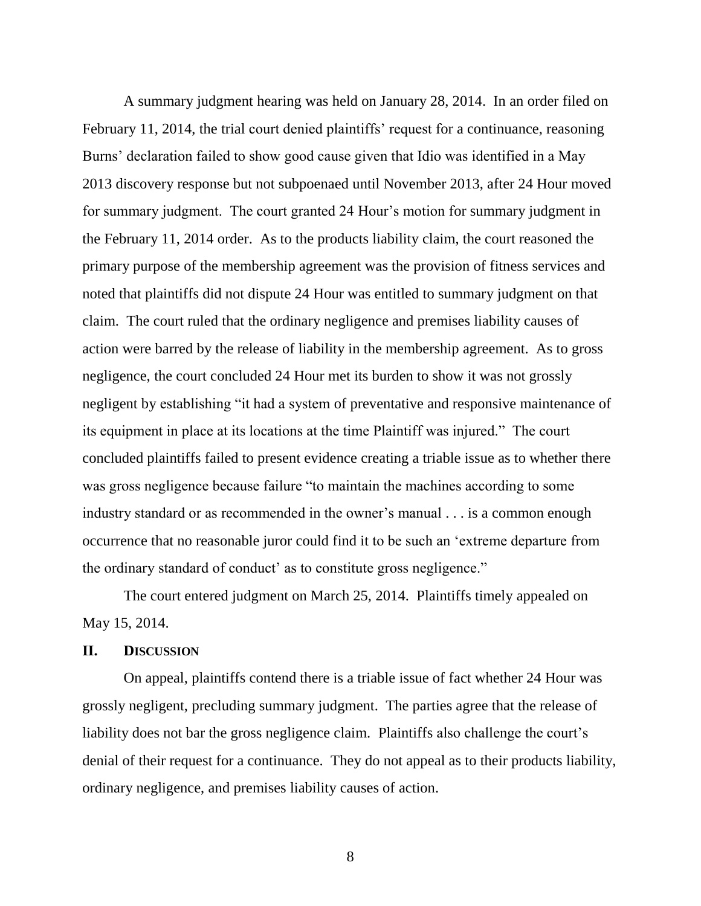A summary judgment hearing was held on January 28, 2014. In an order filed on February 11, 2014, the trial court denied plaintiffs' request for a continuance, reasoning Burns' declaration failed to show good cause given that Idio was identified in a May 2013 discovery response but not subpoenaed until November 2013, after 24 Hour moved for summary judgment. The court granted 24 Hour's motion for summary judgment in the February 11, 2014 order. As to the products liability claim, the court reasoned the primary purpose of the membership agreement was the provision of fitness services and noted that plaintiffs did not dispute 24 Hour was entitled to summary judgment on that claim. The court ruled that the ordinary negligence and premises liability causes of action were barred by the release of liability in the membership agreement. As to gross negligence, the court concluded 24 Hour met its burden to show it was not grossly negligent by establishing "it had a system of preventative and responsive maintenance of its equipment in place at its locations at the time Plaintiff was injured." The court concluded plaintiffs failed to present evidence creating a triable issue as to whether there was gross negligence because failure "to maintain the machines according to some industry standard or as recommended in the owner's manual . . . is a common enough occurrence that no reasonable juror could find it to be such an 'extreme departure from the ordinary standard of conduct' as to constitute gross negligence."

The court entered judgment on March 25, 2014. Plaintiffs timely appealed on May 15, 2014.

## II. DISCUSSION

On appeal, plaintiffs contend there is a triable issue of fact whether 24 Hour was grossly negligent, precluding summary judgment. The parties agree that the release of liability does not bar the gross negligence claim. Plaintiffs also challenge the court's denial of their request for a continuance. They do not appeal as to their products liability, ordinary negligence, and premises liability causes of action.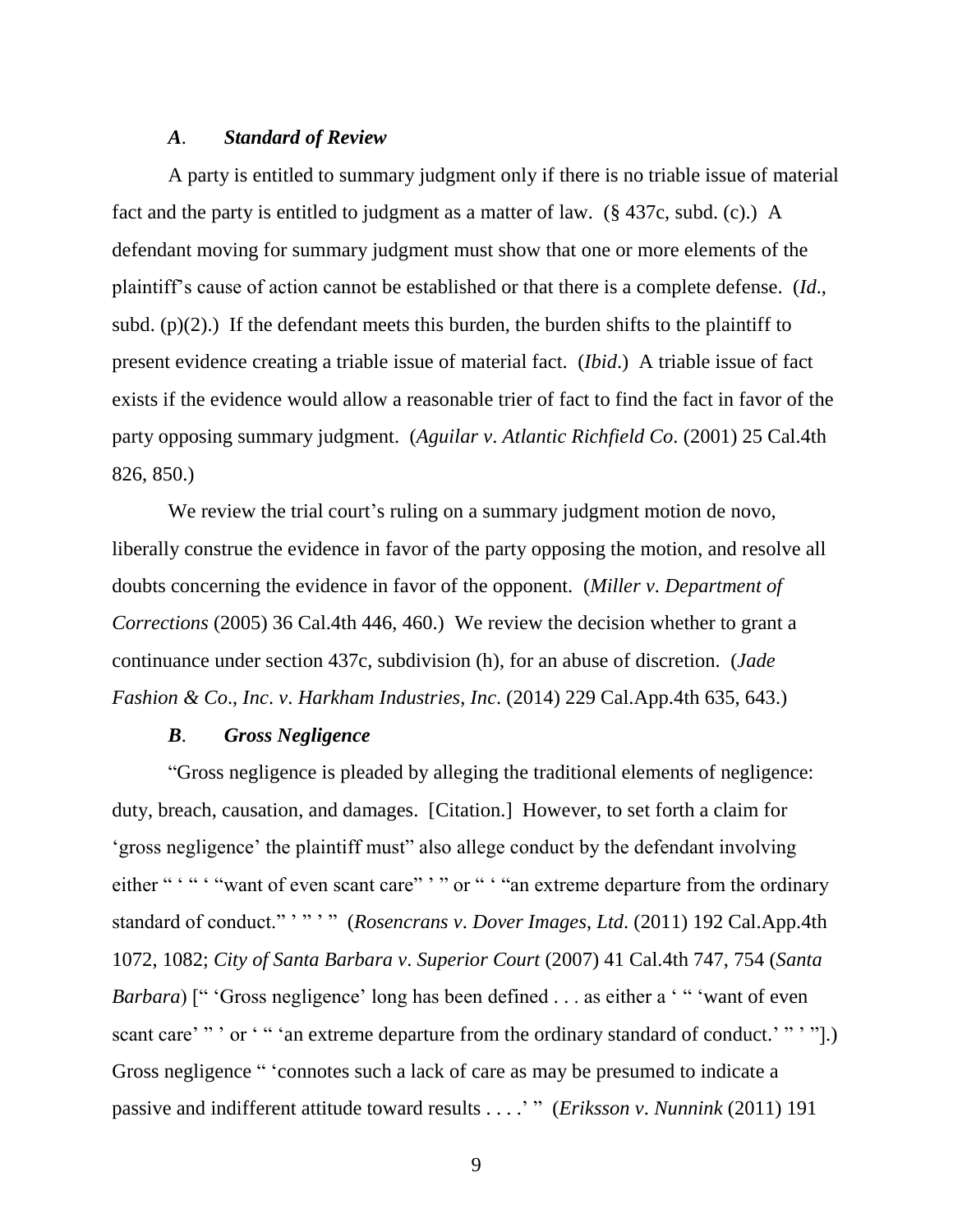### *A*. *Standard of Review*

A party is entitled to summary judgment only if there is no triable issue of material fact and the party is entitled to judgment as a matter of law. (§ 437c, subd. (c).) A defendant moving for summary judgment must show that one or more elements of the plaintiff's cause of action cannot be established or that there is a complete defense. (*Id*., subd. (p)(2).) If the defendant meets this burden, the burden shifts to the plaintiff to present evidence creating a triable issue of material fact. (*Ibid*.) A triable issue of fact exists if the evidence would allow a reasonable trier of fact to find the fact in favor of the party opposing summary judgment. (*Aguilar v*. *Atlantic Richfield Co*. (2001) 25 Cal.4th 826, 850.)

We review the trial court's ruling on a summary judgment motion de novo, liberally construe the evidence in favor of the party opposing the motion, and resolve all doubts concerning the evidence in favor of the opponent. (*Miller v*. *Department of Corrections* (2005) 36 Cal.4th 446, 460.) We review the decision whether to grant a continuance under section 437c, subdivision (h), for an abuse of discretion. (*Jade Fashion & Co*., *Inc*. *v*. *Harkham Industries*, *Inc*. (2014) 229 Cal.App.4th 635, 643.)

### *B*. *Gross Negligence*

"Gross negligence is pleaded by alleging the traditional elements of negligence: duty, breach, causation, and damages. [Citation.] However, to set forth a claim for 'gross negligence' the plaintiff must" also allege conduct by the defendant involving either " ' " ' "want of even scant care" ' " or " ' "an extreme departure from the ordinary standard of conduct." ' " ' " (*Rosencrans v*. *Dover Images*, *Ltd*. (2011) 192 Cal.App.4th 1072, 1082; *City of Santa Barbara v*. *Superior Court* (2007) 41 Cal.4th 747, 754 (*Santa Barbara*) [" 'Gross negligence' long has been defined . . . as either a ' " 'want of even scant care' " ' or ' " 'an extreme departure from the ordinary standard of conduct.' " ' "].) Gross negligence " 'connotes such a lack of care as may be presumed to indicate a passive and indifferent attitude toward results . . . .' " (*Eriksson v*. *Nunnink* (2011) 191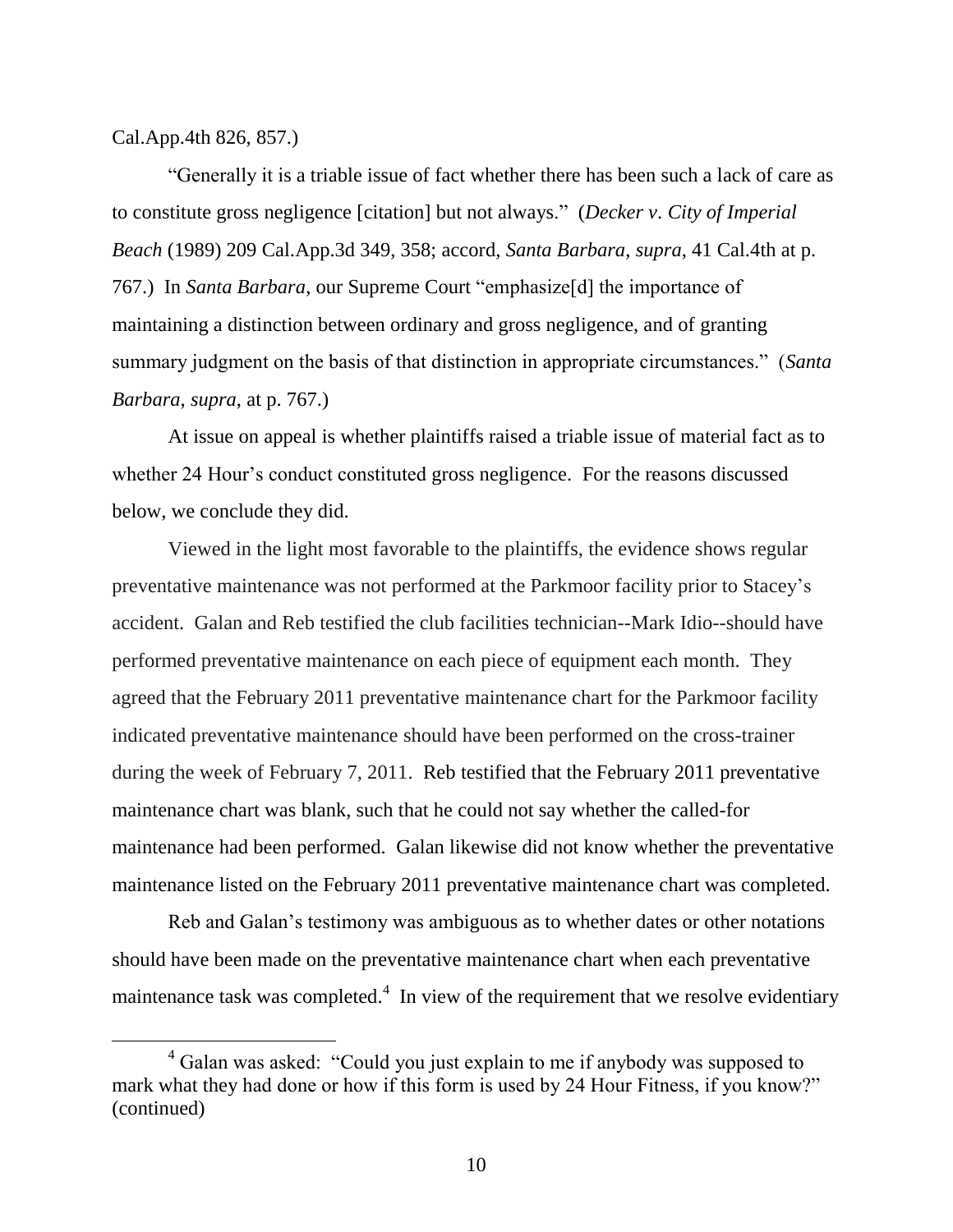Cal.App.4th 826, 857.)

"Generally it is a triable issue of fact whether there has been such a lack of care as to constitute gross negligence [citation] but not always." (*Decker v. City of Imperial Beach* (1989) 209 Cal.App.3d 349, 358; accord, *Santa Barbara*, *supra*, 41 Cal.4th at p. 767.) In *Santa Barbara*, our Supreme Court "emphasize[d] the importance of maintaining a distinction between ordinary and gross negligence, and of granting summary judgment on the basis of that distinction in appropriate circumstances." (*Santa Barbara*, *supra*, at p. 767.)

At issue on appeal is whether plaintiffs raised a triable issue of material fact as to whether 24 Hour's conduct constituted gross negligence. For the reasons discussed below, we conclude they did.

Viewed in the light most favorable to the plaintiffs, the evidence shows regular preventative maintenance was not performed at the Parkmoor facility prior to Stacey's accident. Galan and Reb testified the club facilities technician--Mark Idio--should have performed preventative maintenance on each piece of equipment each month. They agreed that the February 2011 preventative maintenance chart for the Parkmoor facility indicated preventative maintenance should have been performed on the cross-trainer during the week of February 7, 2011. Reb testified that the February 2011 preventative maintenance chart was blank, such that he could not say whether the called-for maintenance had been performed. Galan likewise did not know whether the preventative maintenance listed on the February 2011 preventative maintenance chart was completed.

Reb and Galan's testimony was ambiguous as to whether dates or other notations should have been made on the preventative maintenance chart when each preventative maintenance task was completed.[4] In view of the requirement that we resolve evidentiary

[4] Galan was asked: "Could you just explain to me if anybody was supposed to mark what they had done or how if this form is used by 24 Hour Fitness, if you know?" (continued)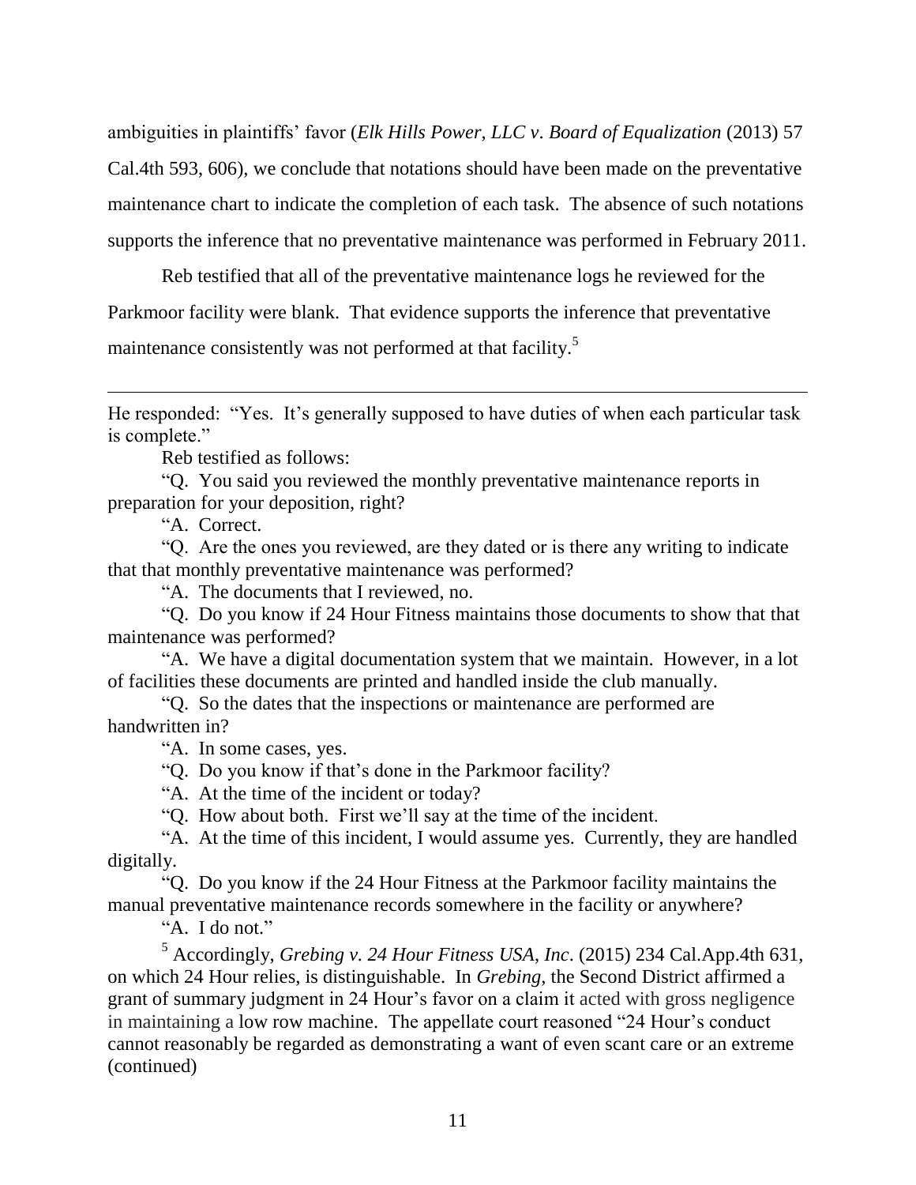ambiguities in plaintiffs' favor (*Elk Hills Power, LLC v. Board of Equalization* (2013) 57 Cal.4th 593, 606), we conclude that notations should have been made on the preventative maintenance chart to indicate the completion of each task. The absence of such notations supports the inference that no preventative maintenance was performed in February 2011.

Reb testified that all of the preventative maintenance logs he reviewed for the Parkmoor facility were blank. That evidence supports the inference that preventative maintenance consistently was not performed at that facility.[5]

---

He responded: "Yes. It's generally supposed to have duties of when each particular task is complete."

Reb testified as follows:

"Q. You said you reviewed the monthly preventative maintenance reports in preparation for your deposition, right?

"A. Correct.

"Q. Are the ones you reviewed, are they dated or is there any writing to indicate that that monthly preventative maintenance was performed?

"A. The documents that I reviewed, no.

"Q. Do you know if 24 Hour Fitness maintains those documents to show that that maintenance was performed?

"A. We have a digital documentation system that we maintain. However, in a lot of facilities these documents are printed and handled inside the club manually.

"Q. So the dates that the inspections or maintenance are performed are handwritten in?

"A. In some cases, yes.

"Q. Do you know if that's done in the Parkmoor facility?

"A. At the time of the incident or today?

"Q. How about both. First we'll say at the time of the incident.

"A. At the time of this incident, I would assume yes. Currently, they are handled digitally.

"Q. Do you know if the 24 Hour Fitness at the Parkmoor facility maintains the manual preventative maintenance records somewhere in the facility or anywhere?

"A. I do not."

[5] Accordingly, *Grebing v. 24 Hour Fitness USA, Inc.* (2015) 234 Cal.App.4th 631, on which 24 Hour relies, is distinguishable. In *Grebing*, the Second District affirmed a grant of summary judgment in 24 Hour's favor on a claim it acted with gross negligence in maintaining a low row machine. The appellate court reasoned "24 Hour's conduct cannot reasonably be regarded as demonstrating a want of even scant care or an extreme (continued)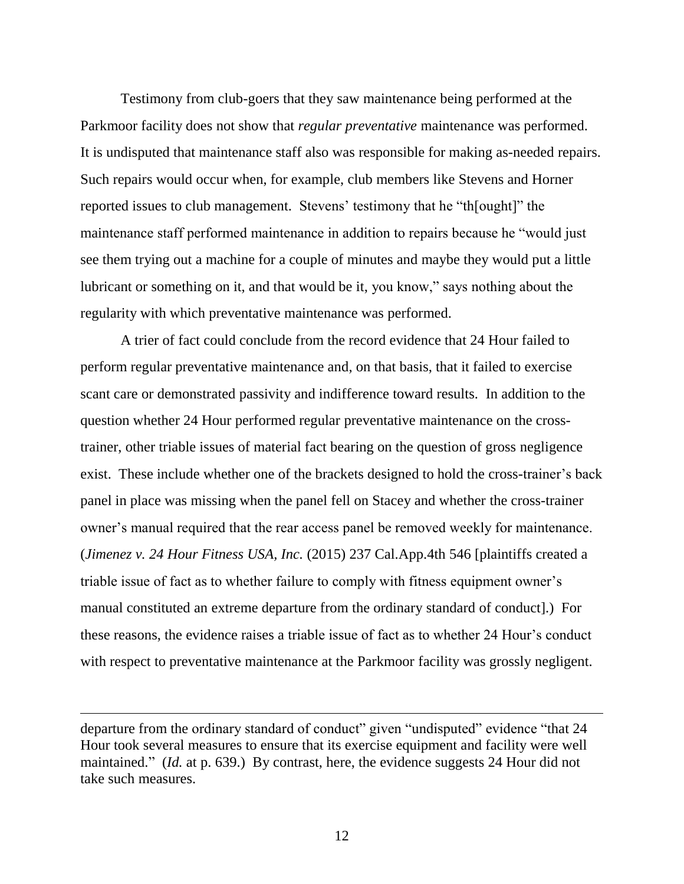Testimony from club-goers that they saw maintenance being performed at the Parkmoor facility does not show that *regular preventative* maintenance was performed. It is undisputed that maintenance staff also was responsible for making as-needed repairs. Such repairs would occur when, for example, club members like Stevens and Horner reported issues to club management. Stevens' testimony that he "th[ought]" the maintenance staff performed maintenance in addition to repairs because he "would just see them trying out a machine for a couple of minutes and maybe they would put a little lubricant or something on it, and that would be it, you know," says nothing about the regularity with which preventative maintenance was performed.

A trier of fact could conclude from the record evidence that 24 Hour failed to perform regular preventative maintenance and, on that basis, that it failed to exercise scant care or demonstrated passivity and indifference toward results. In addition to the question whether 24 Hour performed regular preventative maintenance on the cross-trainer, other triable issues of material fact bearing on the question of gross negligence exist. These include whether one of the brackets designed to hold the cross-trainer's back panel in place was missing when the panel fell on Stacey and whether the cross-trainer owner's manual required that the rear access panel be removed weekly for maintenance. (*Jimenez v. 24 Hour Fitness USA, Inc.* (2015) 237 Cal.App.4th 546 [plaintiffs created a triable issue of fact as to whether failure to comply with fitness equipment owner's manual constituted an extreme departure from the ordinary standard of conduct].) For these reasons, the evidence raises a triable issue of fact as to whether 24 Hour's conduct with respect to preventative maintenance at the Parkmoor facility was grossly negligent.

---

departure from the ordinary standard of conduct" given "undisputed" evidence "that 24 Hour took several measures to ensure that its exercise equipment and facility were well maintained." (*Id.* at p. 639.) By contrast, here, the evidence suggests 24 Hour did not take such measures.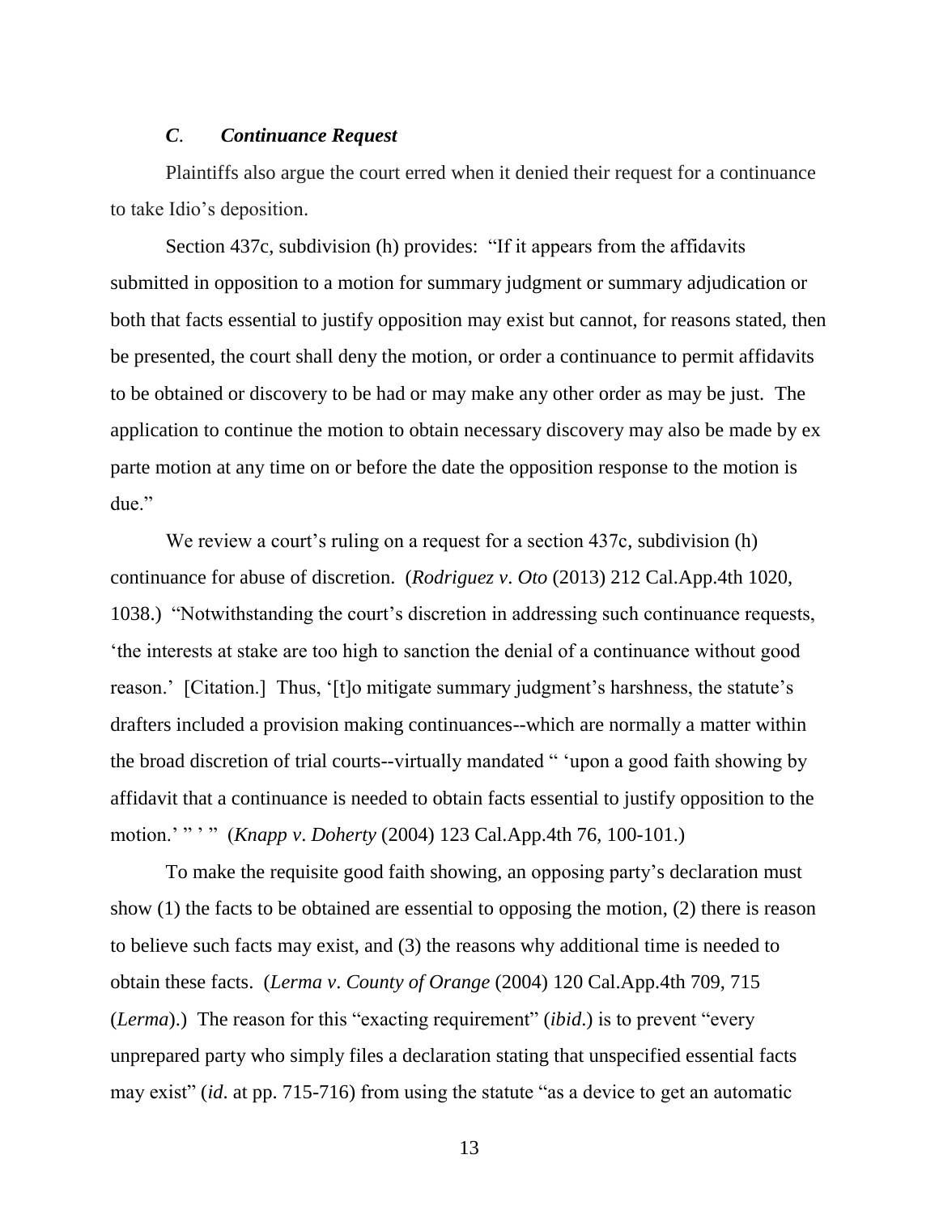### *C. Continuance Request*

Plaintiffs also argue the court erred when it denied their request for a continuance to take Idio's deposition.

Section 437c, subdivision (h) provides: "If it appears from the affidavits submitted in opposition to a motion for summary judgment or summary adjudication or both that facts essential to justify opposition may exist but cannot, for reasons stated, then be presented, the court shall deny the motion, or order a continuance to permit affidavits to be obtained or discovery to be had or may make any other order as may be just. The application to continue the motion to obtain necessary discovery may also be made by ex parte motion at any time on or before the date the opposition response to the motion is due."

We review a court's ruling on a request for a section 437c, subdivision (h) continuance for abuse of discretion. (*Rodriguez v. Oto* (2013) 212 Cal.App.4th 1020, 1038.) "Notwithstanding the court's discretion in addressing such continuance requests, 'the interests at stake are too high to sanction the denial of a continuance without good reason.' [Citation.] Thus, '[t]o mitigate summary judgment's harshness, the statute's drafters included a provision making continuances--which are normally a matter within the broad discretion of trial courts--virtually mandated " 'upon a good faith showing by affidavit that a continuance is needed to obtain facts essential to justify opposition to the motion.' " ' " (*Knapp v. Doherty* (2004) 123 Cal.App.4th 76, 100-101.)

To make the requisite good faith showing, an opposing party's declaration must show (1) the facts to be obtained are essential to opposing the motion, (2) there is reason to believe such facts may exist, and (3) the reasons why additional time is needed to obtain these facts. (*Lerma v. County of Orange* (2004) 120 Cal.App.4th 709, 715 (*Lerma*).) The reason for this "exacting requirement" (*ibid*.) is to prevent "every unprepared party who simply files a declaration stating that unspecified essential facts may exist" (*id*. at pp. 715-716) from using the statute "as a device to get an automatic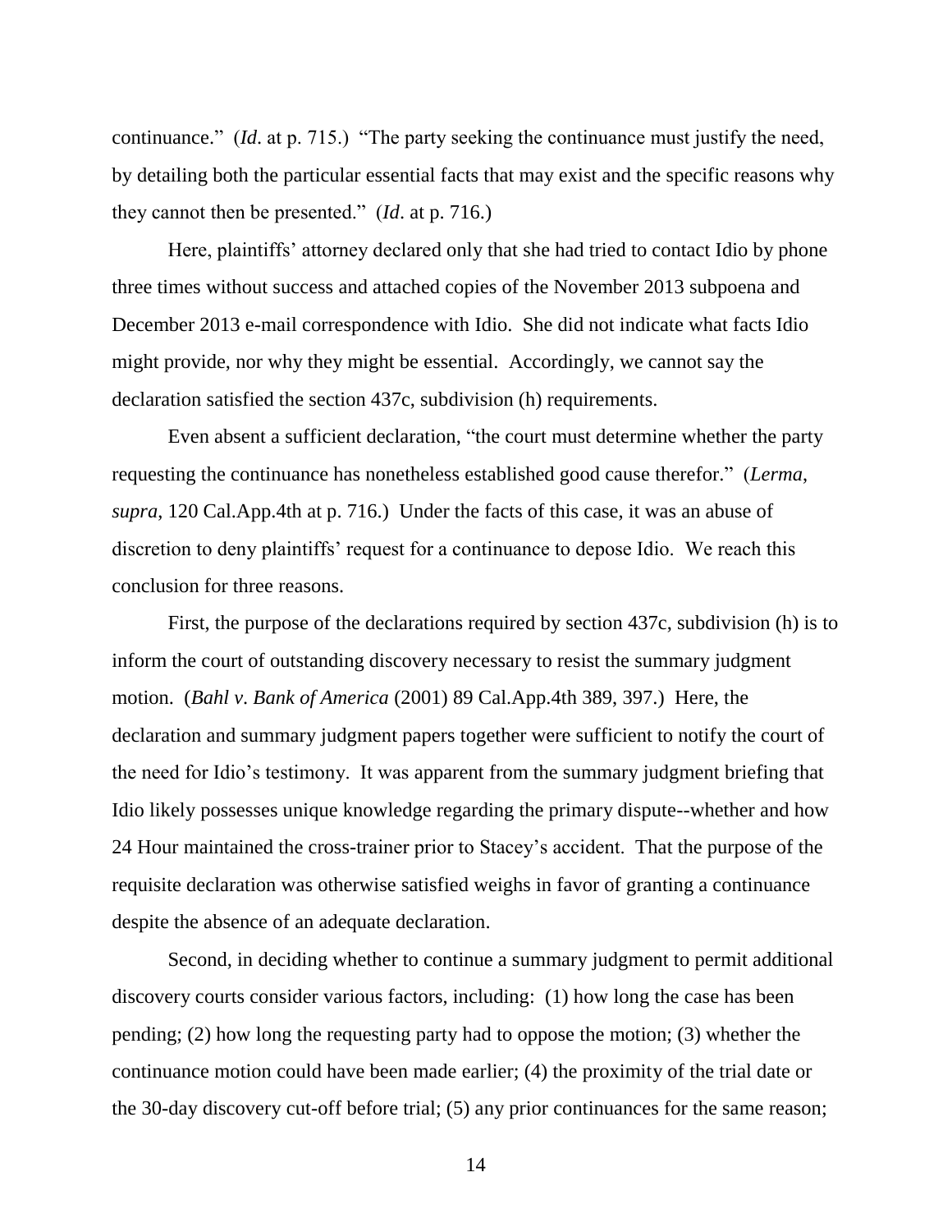continuance." (*Id*. at p. 715.) "The party seeking the continuance must justify the need, by detailing both the particular essential facts that may exist and the specific reasons why they cannot then be presented." (*Id*. at p. 716.)

Here, plaintiffs' attorney declared only that she had tried to contact Idio by phone three times without success and attached copies of the November 2013 subpoena and December 2013 e-mail correspondence with Idio. She did not indicate what facts Idio might provide, nor why they might be essential. Accordingly, we cannot say the declaration satisfied the section 437c, subdivision (h) requirements.

Even absent a sufficient declaration, "the court must determine whether the party requesting the continuance has nonetheless established good cause therefor." (*Lerma*, *supra*, 120 Cal.App.4th at p. 716.) Under the facts of this case, it was an abuse of discretion to deny plaintiffs' request for a continuance to depose Idio. We reach this conclusion for three reasons.

First, the purpose of the declarations required by section 437c, subdivision (h) is to inform the court of outstanding discovery necessary to resist the summary judgment motion. (*Bahl v. Bank of America* (2001) 89 Cal.App.4th 389, 397.) Here, the declaration and summary judgment papers together were sufficient to notify the court of the need for Idio's testimony. It was apparent from the summary judgment briefing that Idio likely possesses unique knowledge regarding the primary dispute--whether and how 24 Hour maintained the cross-trainer prior to Stacey's accident. That the purpose of the requisite declaration was otherwise satisfied weighs in favor of granting a continuance despite the absence of an adequate declaration.

Second, in deciding whether to continue a summary judgment to permit additional discovery courts consider various factors, including: (1) how long the case has been pending; (2) how long the requesting party had to oppose the motion; (3) whether the continuance motion could have been made earlier; (4) the proximity of the trial date or the 30-day discovery cut-off before trial; (5) any prior continuances for the same reason;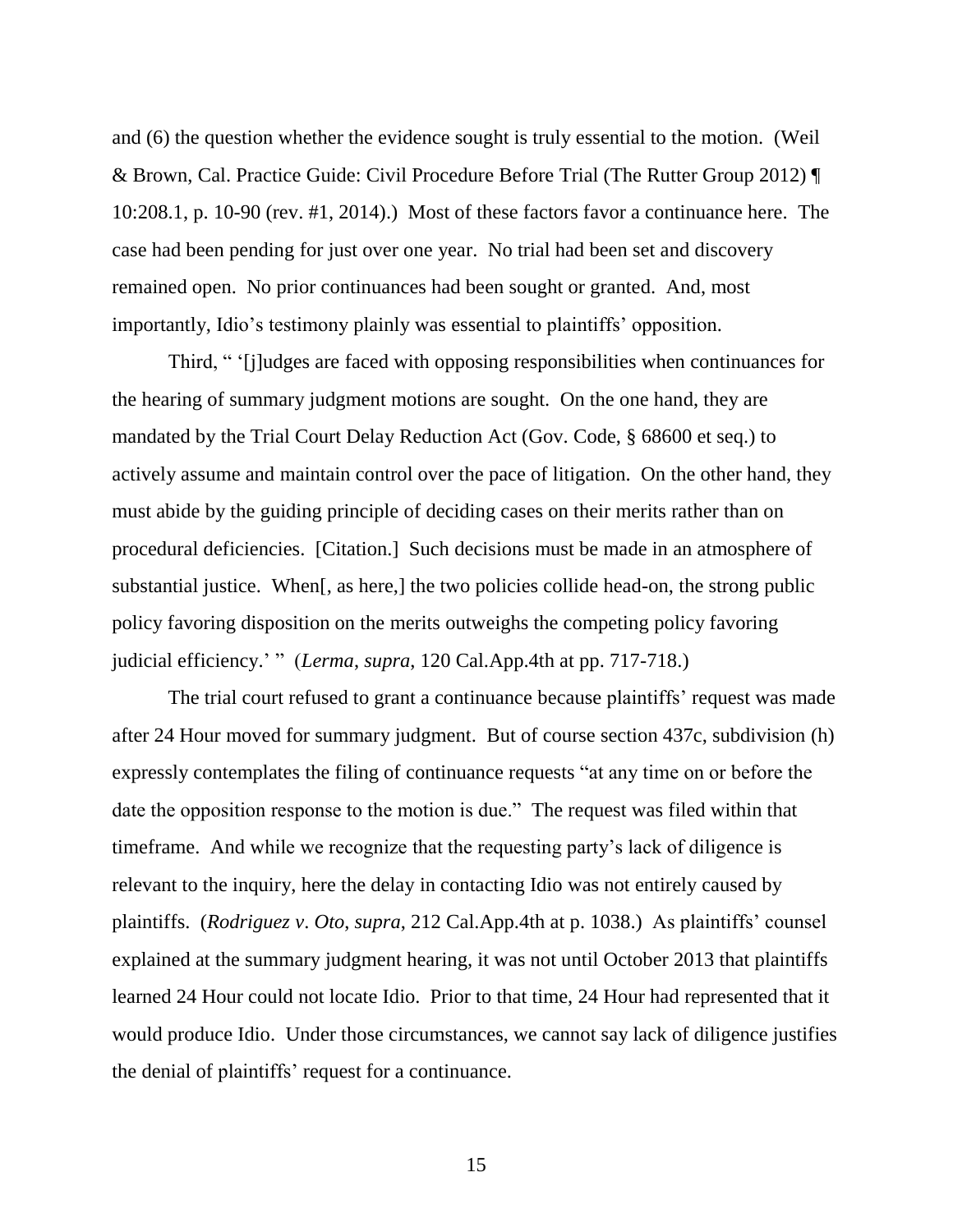and (6) the question whether the evidence sought is truly essential to the motion. (Weil & Brown, Cal. Practice Guide: Civil Procedure Before Trial (The Rutter Group 2012) ¶ 10:208.1, p. 10-90 (rev. #1, 2014).) Most of these factors favor a continuance here. The case had been pending for just over one year. No trial had been set and discovery remained open. No prior continuances had been sought or granted. And, most importantly, Idio's testimony plainly was essential to plaintiffs' opposition.

Third, " '[j]udges are faced with opposing responsibilities when continuances for the hearing of summary judgment motions are sought. On the one hand, they are mandated by the Trial Court Delay Reduction Act (Gov. Code, § 68600 et seq.) to actively assume and maintain control over the pace of litigation. On the other hand, they must abide by the guiding principle of deciding cases on their merits rather than on procedural deficiencies. [Citation.] Such decisions must be made in an atmosphere of substantial justice. When[, as here,] the two policies collide head-on, the strong public policy favoring disposition on the merits outweighs the competing policy favoring judicial efficiency.' " (*Lerma*, *supra*, 120 Cal.App.4th at pp. 717-718.)

The trial court refused to grant a continuance because plaintiffs' request was made after 24 Hour moved for summary judgment. But of course section 437c, subdivision (h) expressly contemplates the filing of continuance requests "at any time on or before the date the opposition response to the motion is due." The request was filed within that timeframe. And while we recognize that the requesting party's lack of diligence is relevant to the inquiry, here the delay in contacting Idio was not entirely caused by plaintiffs. (*Rodriguez v. Oto*, *supra*, 212 Cal.App.4th at p. 1038.) As plaintiffs' counsel explained at the summary judgment hearing, it was not until October 2013 that plaintiffs learned 24 Hour could not locate Idio. Prior to that time, 24 Hour had represented that it would produce Idio. Under those circumstances, we cannot say lack of diligence justifies the denial of plaintiffs' request for a continuance.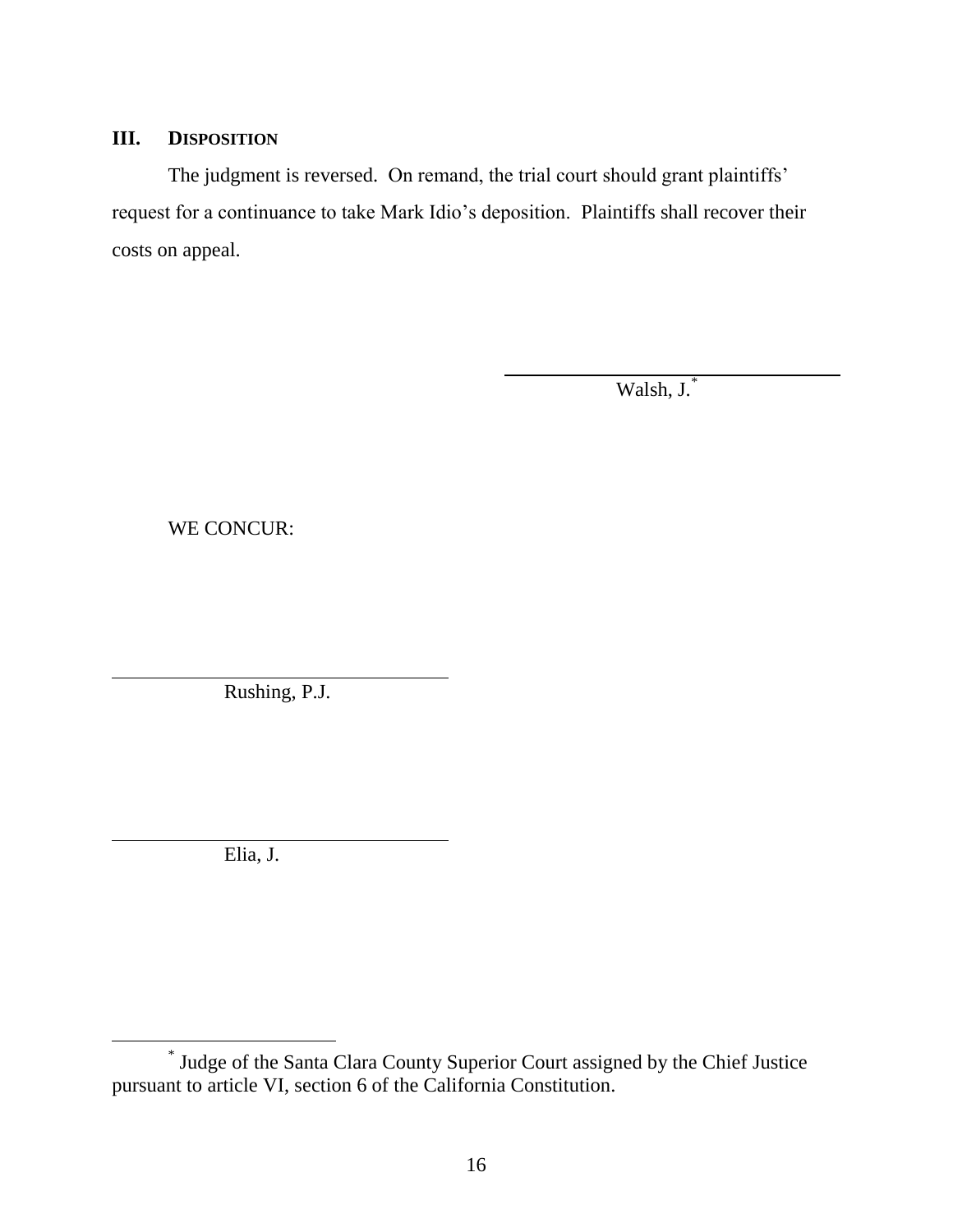## III. DISPOSITION

The judgment is reversed. On remand, the trial court should grant plaintiffs' request for a continuance to take Mark Idio's deposition. Plaintiffs shall recover their costs on appeal.

Walsh, J.*

WE CONCUR:

Rushing, P.J.

Elia, J.

* Judge of the Santa Clara County Superior Court assigned by the Chief Justice pursuant to article VI, section 6 of the California Constitution.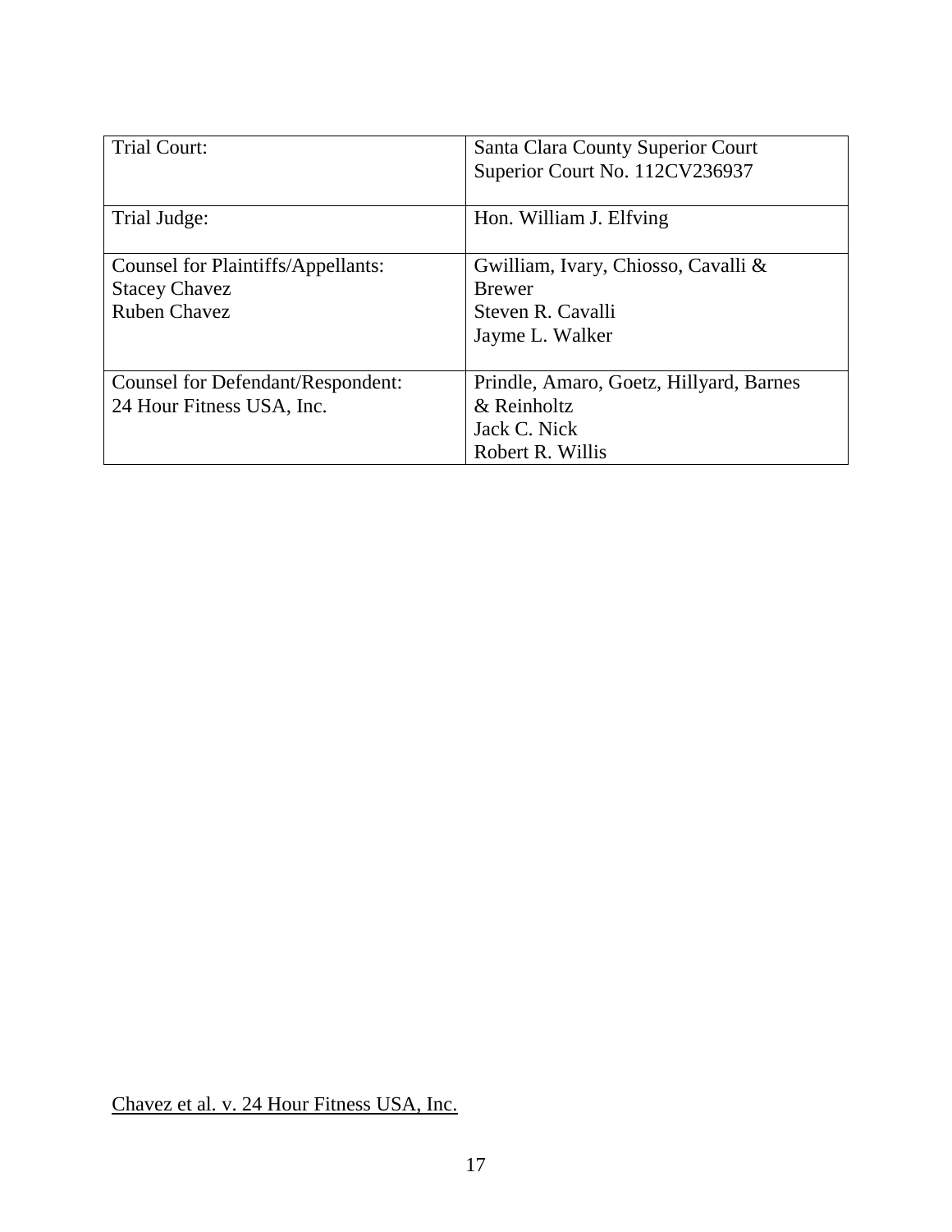| | |
|---|---|
| Trial Court: | Santa Clara County Superior Court<br>Superior Court No. 112CV236937 |
| Trial Judge: | Hon. William J. Elfving |
| Counsel for Plaintiffs/Appellants:<br>Stacey Chavez<br>Ruben Chavez | Gwilliam, Ivary, Chiosso, Cavalli & Brewer<br>Steven R. Cavalli<br>Jayme L. Walker |
| Counsel for Defendant/Respondent:<br>24 Hour Fitness USA, Inc. | Prindle, Amaro, Goetz, Hillyard, Barnes & Reinholtz<br>Jack C. Nick<br>Robert R. Willis |

Chavez et al. v. 24 Hour Fitness USA, Inc.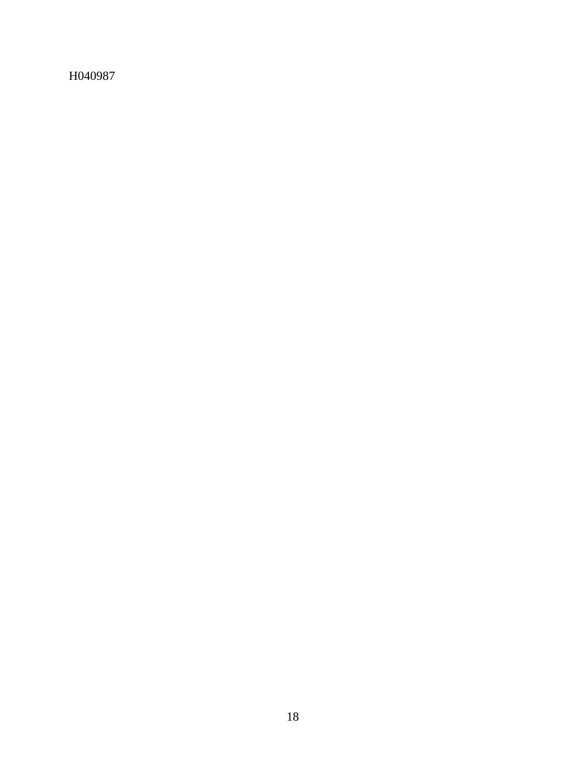H040987